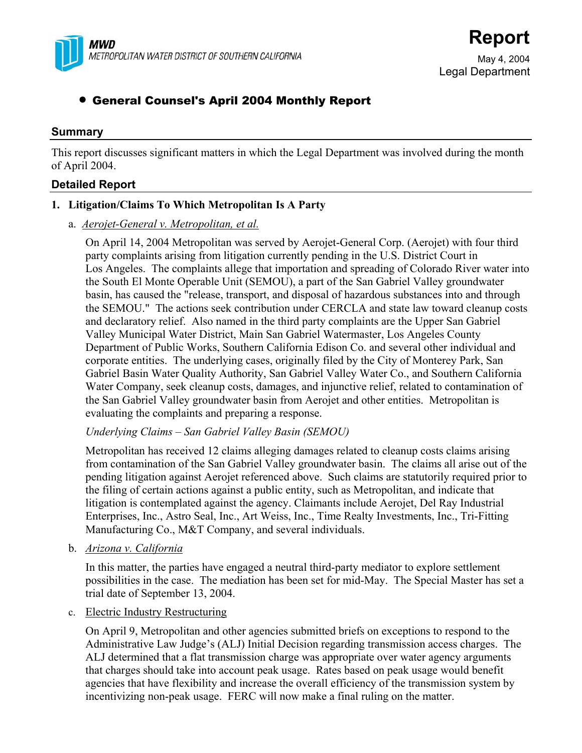MWD
METROPOLITAN WATER DISTRICT OF SOUTHERN CALIFORNIA

# Report

May 4, 2004
Legal Department

- **General Counsel's April 2004 Monthly Report**

## Summary

This report discusses significant matters in which the Legal Department was involved during the month of April 2004.

## Detailed Report

### 1. Litigation/Claims To Which Metropolitan Is A Party

a. *Aerojet-General v. Metropolitan, et al.*

On April 14, 2004 Metropolitan was served by Aerojet-General Corp. (Aerojet) with four third party complaints arising from litigation currently pending in the U.S. District Court in Los Angeles. The complaints allege that importation and spreading of Colorado River water into the South El Monte Operable Unit (SEMOU), a part of the San Gabriel Valley groundwater basin, has caused the "release, transport, and disposal of hazardous substances into and through the SEMOU." The actions seek contribution under CERCLA and state law toward cleanup costs and declaratory relief. Also named in the third party complaints are the Upper San Gabriel Valley Municipal Water District, Main San Gabriel Watermaster, Los Angeles County Department of Public Works, Southern California Edison Co. and several other individual and corporate entities. The underlying cases, originally filed by the City of Monterey Park, San Gabriel Basin Water Quality Authority, San Gabriel Valley Water Co., and Southern California Water Company, seek cleanup costs, damages, and injunctive relief, related to contamination of the San Gabriel Valley groundwater basin from Aerojet and other entities. Metropolitan is evaluating the complaints and preparing a response.

*Underlying Claims – San Gabriel Valley Basin (SEMOU)*

Metropolitan has received 12 claims alleging damages related to cleanup costs claims arising from contamination of the San Gabriel Valley groundwater basin. The claims all arise out of the pending litigation against Aerojet referenced above. Such claims are statutorily required prior to the filing of certain actions against a public entity, such as Metropolitan, and indicate that litigation is contemplated against the agency. Claimants include Aerojet, Del Ray Industrial Enterprises, Inc., Astro Seal, Inc., Art Weiss, Inc., Time Realty Investments, Inc., Tri-Fitting Manufacturing Co., M&T Company, and several individuals.

b. *Arizona v. California*

In this matter, the parties have engaged a neutral third-party mediator to explore settlement possibilities in the case. The mediation has been set for mid-May. The Special Master has set a trial date of September 13, 2004.

c. Electric Industry Restructuring

On April 9, Metropolitan and other agencies submitted briefs on exceptions to respond to the Administrative Law Judge's (ALJ) Initial Decision regarding transmission access charges. The ALJ determined that a flat transmission charge was appropriate over water agency arguments that charges should take into account peak usage. Rates based on peak usage would benefit agencies that have flexibility and increase the overall efficiency of the transmission system by incentivizing non-peak usage. FERC will now make a final ruling on the matter.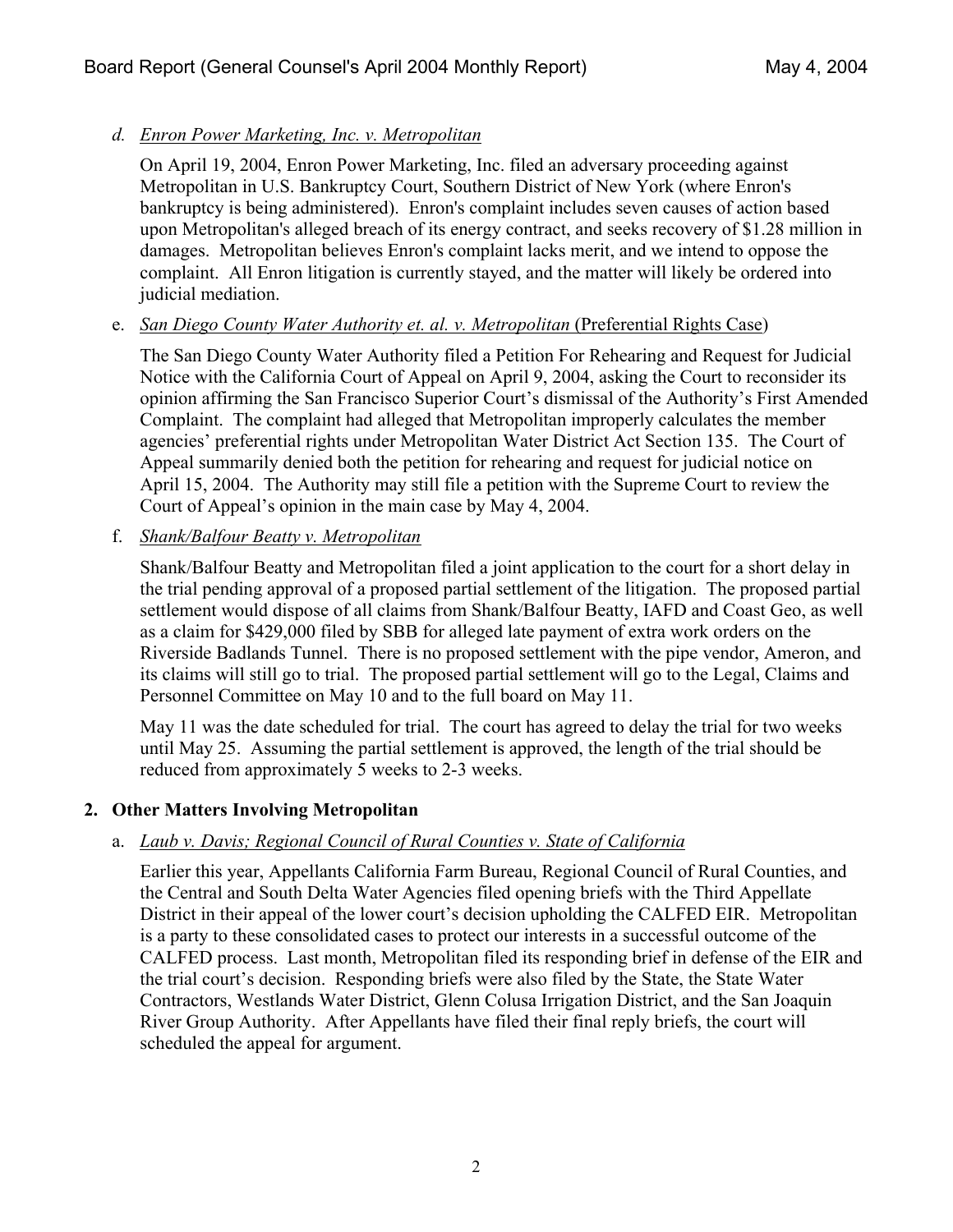*d. Enron Power Marketing, Inc. v. Metropolitan*

On April 19, 2004, Enron Power Marketing, Inc. filed an adversary proceeding against Metropolitan in U.S. Bankruptcy Court, Southern District of New York (where Enron's bankruptcy is being administered). Enron's complaint includes seven causes of action based upon Metropolitan's alleged breach of its energy contract, and seeks recovery of $1.28 million in damages. Metropolitan believes Enron's complaint lacks merit, and we intend to oppose the complaint. All Enron litigation is currently stayed, and the matter will likely be ordered into judicial mediation.

e. *San Diego County Water Authority et. al. v. Metropolitan* (Preferential Rights Case)

The San Diego County Water Authority filed a Petition For Rehearing and Request for Judicial Notice with the California Court of Appeal on April 9, 2004, asking the Court to reconsider its opinion affirming the San Francisco Superior Court's dismissal of the Authority's First Amended Complaint. The complaint had alleged that Metropolitan improperly calculates the member agencies' preferential rights under Metropolitan Water District Act Section 135. The Court of Appeal summarily denied both the petition for rehearing and request for judicial notice on April 15, 2004. The Authority may still file a petition with the Supreme Court to review the Court of Appeal's opinion in the main case by May 4, 2004.

f. *Shank/Balfour Beatty v. Metropolitan*

Shank/Balfour Beatty and Metropolitan filed a joint application to the court for a short delay in the trial pending approval of a proposed partial settlement of the litigation. The proposed partial settlement would dispose of all claims from Shank/Balfour Beatty, IAFD and Coast Geo, as well as a claim for $429,000 filed by SBB for alleged late payment of extra work orders on the Riverside Badlands Tunnel. There is no proposed settlement with the pipe vendor, Ameron, and its claims will still go to trial. The proposed partial settlement will go to the Legal, Claims and Personnel Committee on May 10 and to the full board on May 11.

May 11 was the date scheduled for trial. The court has agreed to delay the trial for two weeks until May 25. Assuming the partial settlement is approved, the length of the trial should be reduced from approximately 5 weeks to 2-3 weeks.

**2. Other Matters Involving Metropolitan**

a. *Laub v. Davis; Regional Council of Rural Counties v. State of California*

Earlier this year, Appellants California Farm Bureau, Regional Council of Rural Counties, and the Central and South Delta Water Agencies filed opening briefs with the Third Appellate District in their appeal of the lower court's decision upholding the CALFED EIR. Metropolitan is a party to these consolidated cases to protect our interests in a successful outcome of the CALFED process. Last month, Metropolitan filed its responding brief in defense of the EIR and the trial court's decision. Responding briefs were also filed by the State, the State Water Contractors, Westlands Water District, Glenn Colusa Irrigation District, and the San Joaquin River Group Authority. After Appellants have filed their final reply briefs, the court will scheduled the appeal for argument.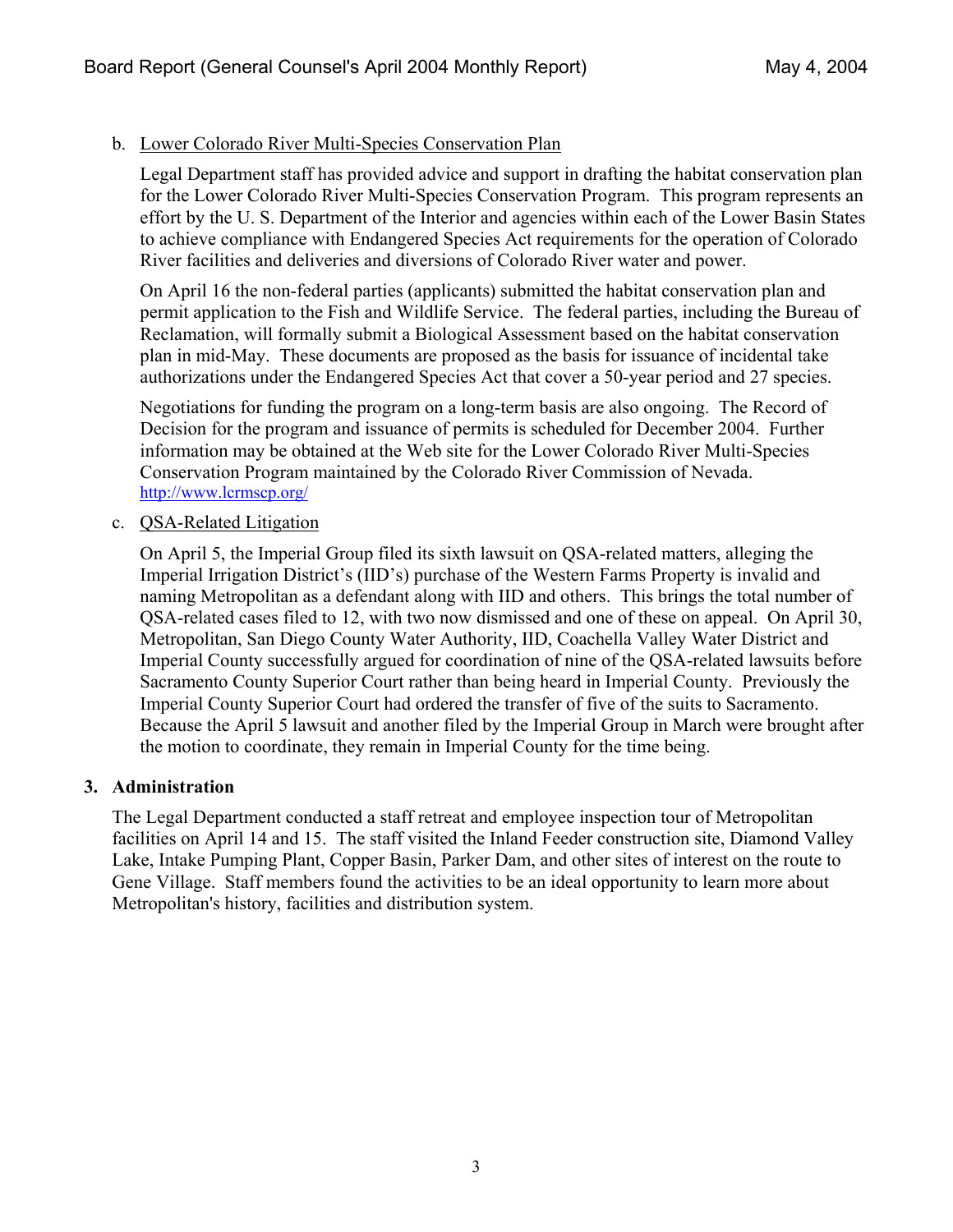b. Lower Colorado River Multi-Species Conservation Plan

Legal Department staff has provided advice and support in drafting the habitat conservation plan for the Lower Colorado River Multi-Species Conservation Program. This program represents an effort by the U. S. Department of the Interior and agencies within each of the Lower Basin States to achieve compliance with Endangered Species Act requirements for the operation of Colorado River facilities and deliveries and diversions of Colorado River water and power.

On April 16 the non-federal parties (applicants) submitted the habitat conservation plan and permit application to the Fish and Wildlife Service. The federal parties, including the Bureau of Reclamation, will formally submit a Biological Assessment based on the habitat conservation plan in mid-May. These documents are proposed as the basis for issuance of incidental take authorizations under the Endangered Species Act that cover a 50-year period and 27 species.

Negotiations for funding the program on a long-term basis are also ongoing. The Record of Decision for the program and issuance of permits is scheduled for December 2004. Further information may be obtained at the Web site for the Lower Colorado River Multi-Species Conservation Program maintained by the Colorado River Commission of Nevada. http://www.lcrmscp.org/

c. QSA-Related Litigation

On April 5, the Imperial Group filed its sixth lawsuit on QSA-related matters, alleging the Imperial Irrigation District's (IID's) purchase of the Western Farms Property is invalid and naming Metropolitan as a defendant along with IID and others. This brings the total number of QSA-related cases filed to 12, with two now dismissed and one of these on appeal. On April 30, Metropolitan, San Diego County Water Authority, IID, Coachella Valley Water District and Imperial County successfully argued for coordination of nine of the QSA-related lawsuits before Sacramento County Superior Court rather than being heard in Imperial County. Previously the Imperial County Superior Court had ordered the transfer of five of the suits to Sacramento. Because the April 5 lawsuit and another filed by the Imperial Group in March were brought after the motion to coordinate, they remain in Imperial County for the time being.

## 3. Administration

The Legal Department conducted a staff retreat and employee inspection tour of Metropolitan facilities on April 14 and 15. The staff visited the Inland Feeder construction site, Diamond Valley Lake, Intake Pumping Plant, Copper Basin, Parker Dam, and other sites of interest on the route to Gene Village. Staff members found the activities to be an ideal opportunity to learn more about Metropolitan's history, facilities and distribution system.